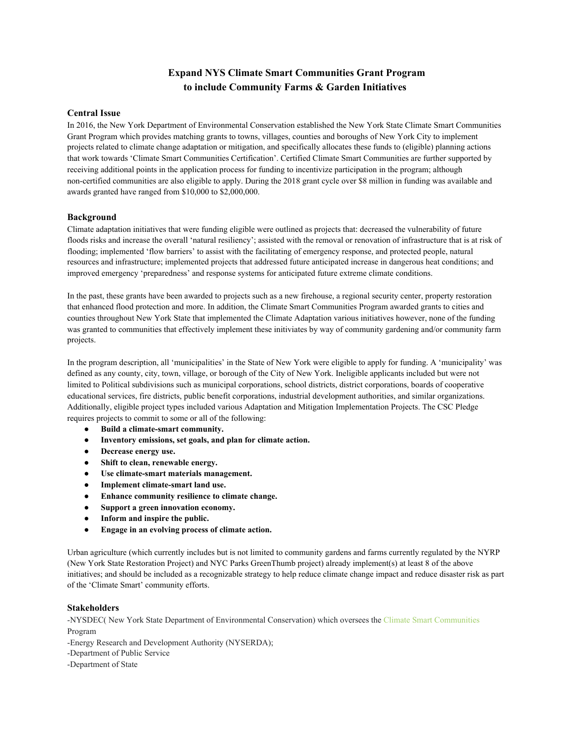# Expand NYS Climate Smart Communities Grant Program to include Community Farms & Garden Initiatives

## Central Issue

In 2016, the New York Department of Environmental Conservation established the New York State Climate Smart Communities Grant Program which provides matching grants to towns, villages, counties and boroughs of New York City to implement projects related to climate change adaptation or mitigation, and specifically allocates these funds to (eligible) planning actions that work towards 'Climate Smart Communities Certification'. Certified Climate Smart Communities are further supported by receiving additional points in the application process for funding to incentivize participation in the program; although non-certified communities are also eligible to apply. During the 2018 grant cycle over $8 million in funding was available and awards granted have ranged from $10,000 to $2,000,000.

## Background

Climate adaptation initiatives that were funding eligible were outlined as projects that: decreased the vulnerability of future floods risks and increase the overall 'natural resiliency'; assisted with the removal or renovation of infrastructure that is at risk of flooding; implemented 'flow barriers' to assist with the facilitating of emergency response, and protected people, natural resources and infrastructure; implemented projects that addressed future anticipated increase in dangerous heat conditions; and improved emergency 'preparedness' and response systems for anticipated future extreme climate conditions.

In the past, these grants have been awarded to projects such as a new firehouse, a regional security center, property restoration that enhanced flood protection and more. In addition, the Climate Smart Communities Program awarded grants to cities and counties throughout New York State that implemented the Climate Adaptation various initiatives however, none of the funding was granted to communities that effectively implement these initiviates by way of community gardening and/or community farm projects.

In the program description, all 'municipalities' in the State of New York were eligible to apply for funding. A 'municipality' was defined as any county, city, town, village, or borough of the City of New York. Ineligible applicants included but were not limited to Political subdivisions such as municipal corporations, school districts, district corporations, boards of cooperative educational services, fire districts, public benefit corporations, industrial development authorities, and similar organizations. Additionally, eligible project types included various Adaptation and Mitigation Implementation Projects. The CSC Pledge requires projects to commit to some or all of the following:

- **Build a climate-smart community.**
- **Inventory emissions, set goals, and plan for climate action.**
- **Decrease energy use.**
- **Shift to clean, renewable energy.**
- **Use climate-smart materials management.**
- **Implement climate-smart land use.**
- **Enhance community resilience to climate change.**
- **Support a green innovation economy.**
- **Inform and inspire the public.**
- **Engage in an evolving process of climate action.**

Urban agriculture (which currently includes but is not limited to community gardens and farms currently regulated by the NYRP (New York State Restoration Project) and NYC Parks GreenThumb project) already implement(s) at least 8 of the above initiatives; and should be included as a recognizable strategy to help reduce climate change impact and reduce disaster risk as part of the 'Climate Smart' community efforts.

## Stakeholders

-NYSDEC( New York State Department of Environmental Conservation) which oversees the Climate Smart Communities Program

-Energy Research and Development Authority (NYSERDA);

-Department of Public Service

-Department of State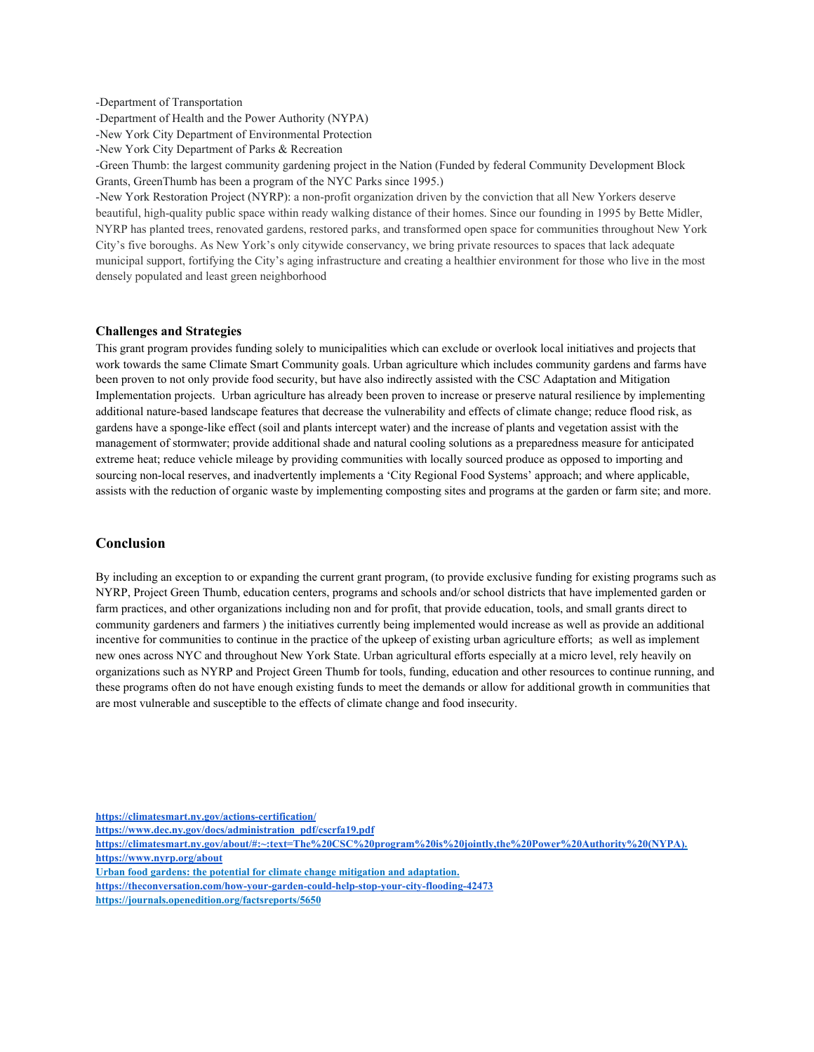-Department of Transportation
-Department of Health and the Power Authority (NYPA)
-New York City Department of Environmental Protection
-New York City Department of Parks & Recreation
-Green Thumb: the largest community gardening project in the Nation (Funded by federal Community Development Block Grants, GreenThumb has been a program of the NYC Parks since 1995.)
-New York Restoration Project (NYRP): a non-profit organization driven by the conviction that all New Yorkers deserve beautiful, high-quality public space within ready walking distance of their homes. Since our founding in 1995 by Bette Midler, NYRP has planted trees, renovated gardens, restored parks, and transformed open space for communities throughout New York City's five boroughs. As New York's only citywide conservancy, we bring private resources to spaces that lack adequate municipal support, fortifying the City's aging infrastructure and creating a healthier environment for those who live in the most densely populated and least green neighborhood

### Challenges and Strategies

This grant program provides funding solely to municipalities which can exclude or overlook local initiatives and projects that work towards the same Climate Smart Community goals. Urban agriculture which includes community gardens and farms have been proven to not only provide food security, but have also indirectly assisted with the CSC Adaptation and Mitigation Implementation projects. Urban agriculture has already been proven to increase or preserve natural resilience by implementing additional nature-based landscape features that decrease the vulnerability and effects of climate change; reduce flood risk, as gardens have a sponge-like effect (soil and plants intercept water) and the increase of plants and vegetation assist with the management of stormwater; provide additional shade and natural cooling solutions as a preparedness measure for anticipated extreme heat; reduce vehicle mileage by providing communities with locally sourced produce as opposed to importing and sourcing non-local reserves, and inadvertently implements a 'City Regional Food Systems' approach; and where applicable, assists with the reduction of organic waste by implementing composting sites and programs at the garden or farm site; and more.

## Conclusion

By including an exception to or expanding the current grant program, (to provide exclusive funding for existing programs such as NYRP, Project Green Thumb, education centers, programs and schools and/or school districts that have implemented garden or farm practices, and other organizations including non and for profit, that provide education, tools, and small grants direct to community gardeners and farmers ) the initiatives currently being implemented would increase as well as provide an additional incentive for communities to continue in the practice of the upkeep of existing urban agriculture efforts; as well as implement new ones across NYC and throughout New York State. Urban agricultural efforts especially at a micro level, rely heavily on organizations such as NYRP and Project Green Thumb for tools, funding, education and other resources to continue running, and these programs often do not have enough existing funds to meet the demands or allow for additional growth in communities that are most vulnerable and susceptible to the effects of climate change and food insecurity.

https://climatesmart.ny.gov/actions-certification/
https://www.dec.ny.gov/docs/administration_pdf/cscrfa19.pdf
https://climatesmart.ny.gov/about/#:~:text=The%20CSC%20program%20is%20jointly,the%20Power%20Authority%20(NYPA).
https://www.nyrp.org/about
Urban food gardens: the potential for climate change mitigation and adaptation.
https://theconversation.com/how-your-garden-could-help-stop-your-city-flooding-42473
https://journals.openedition.org/factsreports/5650